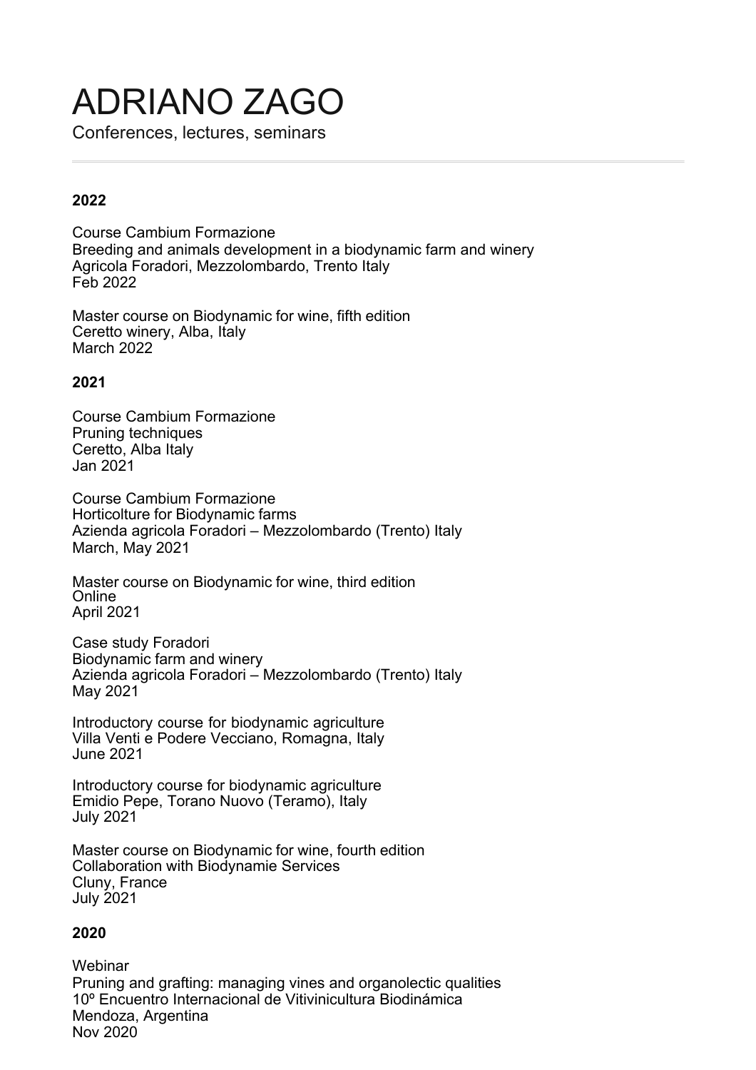# ADRIANO ZAGO

Conferences, lectures, seminars

---

**2022**

Course Cambium Formazione
Breeding and animals development in a biodynamic farm and winery
Agricola Foradori, Mezzolombardo, Trento Italy
Feb 2022

Master course on Biodynamic for wine, fifth edition
Ceretto winery, Alba, Italy
March 2022

**2021**

Course Cambium Formazione
Pruning techniques
Ceretto, Alba Italy
Jan 2021

Course Cambium Formazione
Horticolture for Biodynamic farms
Azienda agricola Foradori – Mezzolombardo (Trento) Italy
March, May 2021

Master course on Biodynamic for wine, third edition
Online
April 2021

Case study Foradori
Biodynamic farm and winery
Azienda agricola Foradori – Mezzolombardo (Trento) Italy
May 2021

Introductory course for biodynamic agriculture
Villa Venti e Podere Vecciano, Romagna, Italy
June 2021

Introductory course for biodynamic agriculture
Emidio Pepe, Torano Nuovo (Teramo), Italy
July 2021

Master course on Biodynamic for wine, fourth edition
Collaboration with Biodynamie Services
Cluny, France
July 2021

**2020**

Webinar
Pruning and grafting: managing vines and organolectic qualities
10º Encuentro Internacional de Vitivinicultura Biodinámica
Mendoza, Argentina
Nov 2020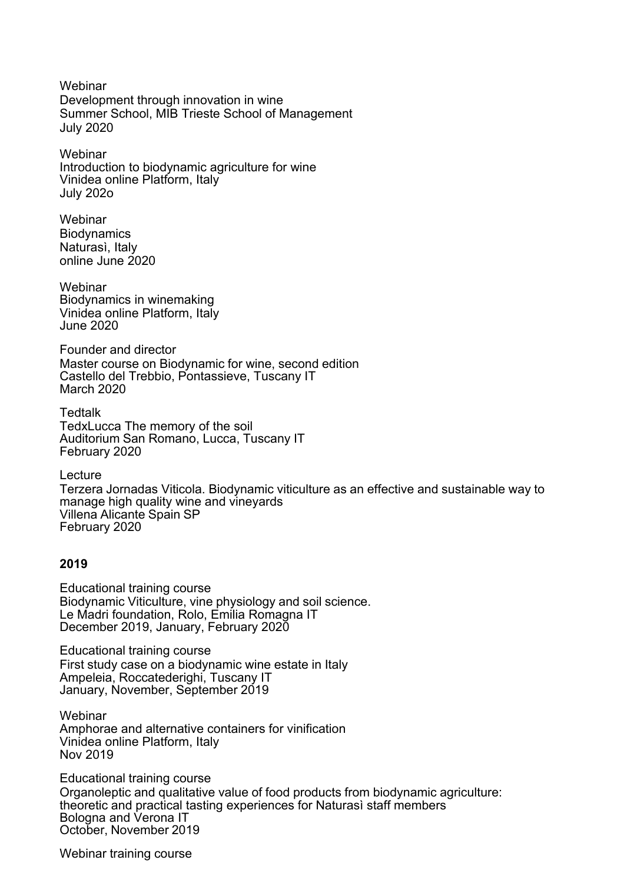Webinar
Development through innovation in wine
Summer School, MIB Trieste School of Management
July 2020

Webinar
Introduction to biodynamic agriculture for wine
Vinidea online Platform, Italy
July 202o

Webinar
Biodynamics
Naturasì, Italy
online June 2020

Webinar
Biodynamics in winemaking
Vinidea online Platform, Italy
June 2020

Founder and director
Master course on Biodynamic for wine, second edition
Castello del Trebbio, Pontassieve, Tuscany IT
March 2020

Tedtalk
TedxLucca The memory of the soil
Auditorium San Romano, Lucca, Tuscany IT
February 2020

Lecture
Terzera Jornadas Viticola. Biodynamic viticulture as an effective and sustainable way to manage high quality wine and vineyards
Villena Alicante Spain SP
February 2020

**2019**

Educational training course
Biodynamic Viticulture, vine physiology and soil science.
Le Madri foundation, Rolo, Emilia Romagna IT
December 2019, January, February 2020

Educational training course
First study case on a biodynamic wine estate in Italy
Ampeleia, Roccatederighi, Tuscany IT
January, November, September 2019

Webinar
Amphorae and alternative containers for vinification
Vinidea online Platform, Italy
Nov 2019

Educational training course
Organoleptic and qualitative value of food products from biodynamic agriculture: theoretic and practical tasting experiences for Naturasì staff members
Bologna and Verona IT
October, November 2019

Webinar training course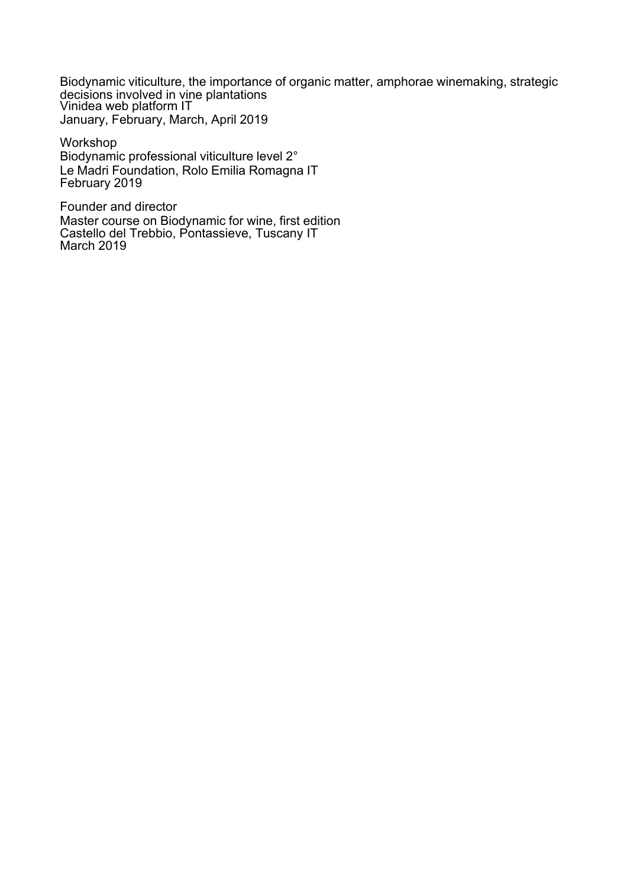Biodynamic viticulture, the importance of organic matter, amphorae winemaking, strategic decisions involved in vine plantations
Vinidea web platform IT
January, February, March, April 2019

Workshop
Biodynamic professional viticulture level 2°
Le Madri Foundation, Rolo Emilia Romagna IT
February 2019

Founder and director
Master course on Biodynamic for wine, first edition
Castello del Trebbio, Pontassieve, Tuscany IT
March 2019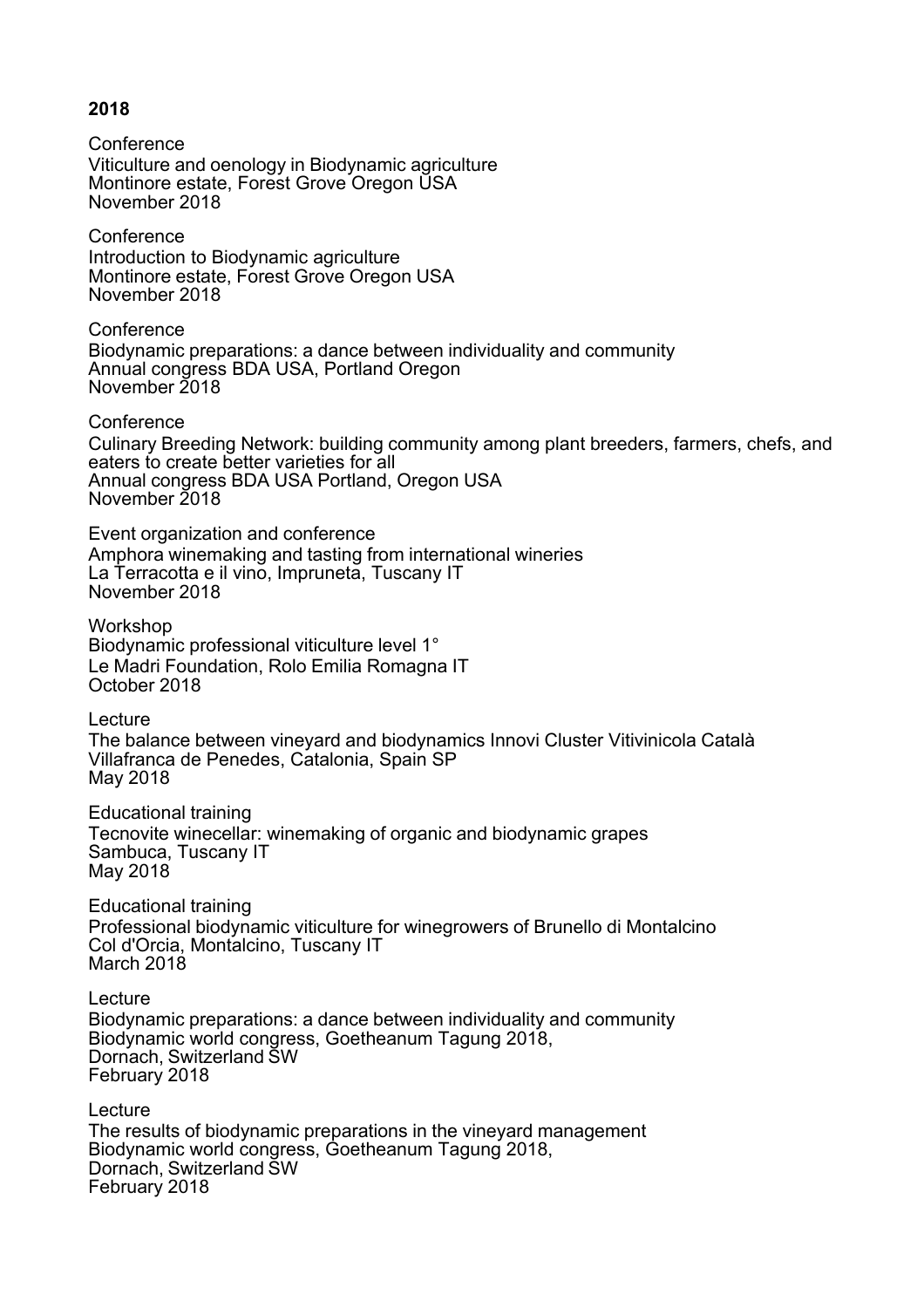**2018**

Conference
Viticulture and oenology in Biodynamic agriculture
Montinore estate, Forest Grove Oregon USA
November 2018

Conference
Introduction to Biodynamic agriculture
Montinore estate, Forest Grove Oregon USA
November 2018

Conference
Biodynamic preparations: a dance between individuality and community
Annual congress BDA USA, Portland Oregon
November 2018

Conference
Culinary Breeding Network: building community among plant breeders, farmers, chefs, and eaters to create better varieties for all
Annual congress BDA USA Portland, Oregon USA
November 2018

Event organization and conference
Amphora winemaking and tasting from international wineries
La Terracotta e il vino, Impruneta, Tuscany IT
November 2018

Workshop
Biodynamic professional viticulture level 1°
Le Madri Foundation, Rolo Emilia Romagna IT
October 2018

Lecture
The balance between vineyard and biodynamics Innovi Cluster Vitivinicola Català
Villafranca de Penedes, Catalonia, Spain SP
May 2018

Educational training
Tecnovite winecellar: winemaking of organic and biodynamic grapes
Sambuca, Tuscany IT
May 2018

Educational training
Professional biodynamic viticulture for winegrowers of Brunello di Montalcino
Col d'Orcia, Montalcino, Tuscany IT
March 2018

Lecture
Biodynamic preparations: a dance between individuality and community
Biodynamic world congress, Goetheanum Tagung 2018,
Dornach, Switzerland SW
February 2018

Lecture
The results of biodynamic preparations in the vineyard management
Biodynamic world congress, Goetheanum Tagung 2018,
Dornach, Switzerland SW
February 2018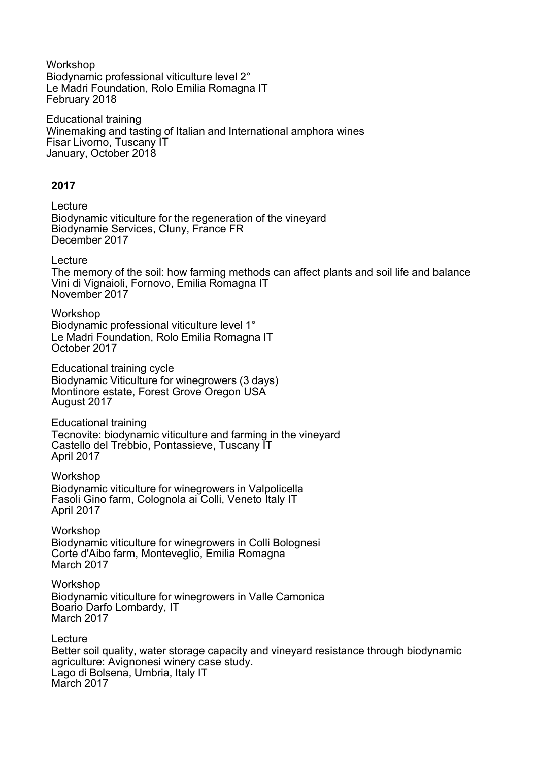Workshop
Biodynamic professional viticulture level 2°
Le Madri Foundation, Rolo Emilia Romagna IT
February 2018

Educational training
Winemaking and tasting of Italian and International amphora wines
Fisar Livorno, Tuscany IT
January, October 2018

**2017**

Lecture
Biodynamic viticulture for the regeneration of the vineyard
Biodynamie Services, Cluny, France FR
December 2017

Lecture
The memory of the soil: how farming methods can affect plants and soil life and balance
Vini di Vignaioli, Fornovo, Emilia Romagna IT
November 2017

Workshop
Biodynamic professional viticulture level 1°
Le Madri Foundation, Rolo Emilia Romagna IT
October 2017

Educational training cycle
Biodynamic Viticulture for winegrowers (3 days)
Montinore estate, Forest Grove Oregon USA
August 2017

Educational training
Tecnovite: biodynamic viticulture and farming in the vineyard
Castello del Trebbio, Pontassieve, Tuscany IT
April 2017

Workshop
Biodynamic viticulture for winegrowers in Valpolicella
Fasoli Gino farm, Colognola ai Colli, Veneto Italy IT
April 2017

Workshop
Biodynamic viticulture for winegrowers in Colli Bolognesi
Corte d'Aibo farm, Monteveglio, Emilia Romagna
March 2017

Workshop
Biodynamic viticulture for winegrowers in Valle Camonica
Boario Darfo Lombardy, IT
March 2017

Lecture
Better soil quality, water storage capacity and vineyard resistance through biodynamic agriculture: Avignonesi winery case study.
Lago di Bolsena, Umbria, Italy IT
March 2017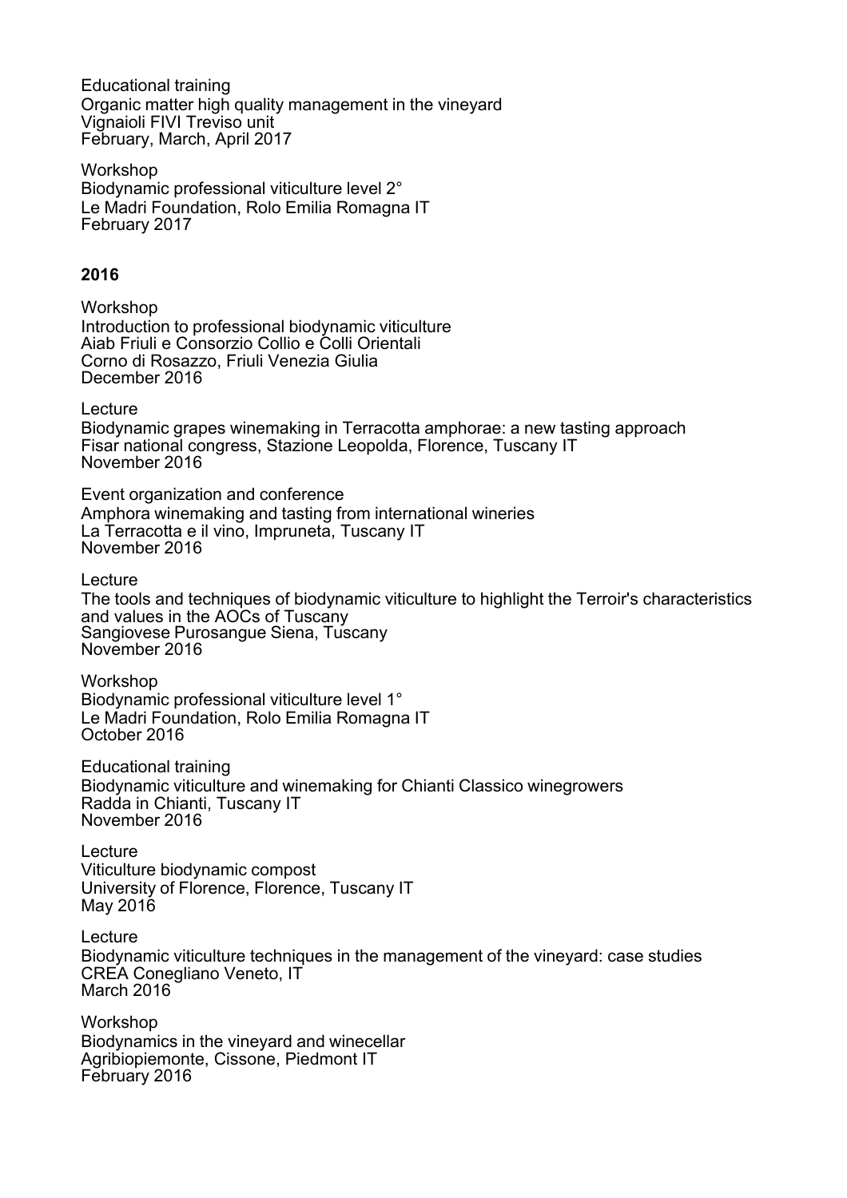Educational training
Organic matter high quality management in the vineyard
Vignaioli FIVI Treviso unit
February, March, April 2017

Workshop
Biodynamic professional viticulture level 2°
Le Madri Foundation, Rolo Emilia Romagna IT
February 2017

**2016**

Workshop
Introduction to professional biodynamic viticulture
Aiab Friuli e Consorzio Collio e Colli Orientali
Corno di Rosazzo, Friuli Venezia Giulia
December 2016

Lecture
Biodynamic grapes winemaking in Terracotta amphorae: a new tasting approach
Fisar national congress, Stazione Leopolda, Florence, Tuscany IT
November 2016

Event organization and conference
Amphora winemaking and tasting from international wineries
La Terracotta e il vino, Impruneta, Tuscany IT
November 2016

Lecture
The tools and techniques of biodynamic viticulture to highlight the Terroir's characteristics and values in the AOCs of Tuscany
Sangiovese Purosangue Siena, Tuscany
November 2016

Workshop
Biodynamic professional viticulture level 1°
Le Madri Foundation, Rolo Emilia Romagna IT
October 2016

Educational training
Biodynamic viticulture and winemaking for Chianti Classico winegrowers
Radda in Chianti, Tuscany IT
November 2016

Lecture
Viticulture biodynamic compost
University of Florence, Florence, Tuscany IT
May 2016

Lecture
Biodynamic viticulture techniques in the management of the vineyard: case studies
CREA Conegliano Veneto, IT
March 2016

Workshop
Biodynamics in the vineyard and winecellar
Agribiopiemonte, Cissone, Piedmont IT
February 2016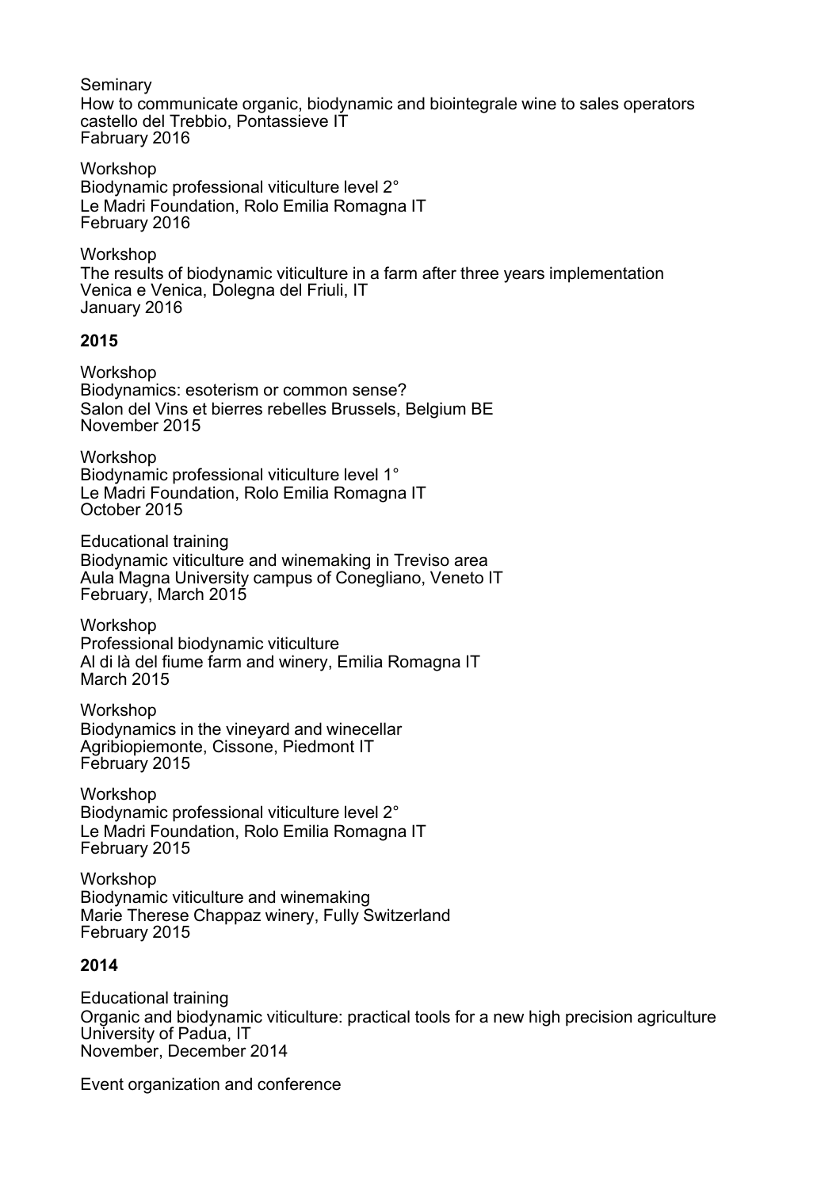Seminary
How to communicate organic, biodynamic and biointegrale wine to sales operators
castello del Trebbio, Pontassieve IT
Fabruary 2016

Workshop
Biodynamic professional viticulture level 2°
Le Madri Foundation, Rolo Emilia Romagna IT
February 2016

Workshop
The results of biodynamic viticulture in a farm after three years implementation
Venica e Venica, Dolegna del Friuli, IT
January 2016

**2015**

Workshop
Biodynamics: esoterism or common sense?
Salon del Vins et bierres rebelles Brussels, Belgium BE
November 2015

Workshop
Biodynamic professional viticulture level 1°
Le Madri Foundation, Rolo Emilia Romagna IT
October 2015

Educational training
Biodynamic viticulture and winemaking in Treviso area
Aula Magna University campus of Conegliano, Veneto IT
February, March 2015

Workshop
Professional biodynamic viticulture
Al di là del fiume farm and winery, Emilia Romagna IT
March 2015

Workshop
Biodynamics in the vineyard and winecellar
Agribiopiemonte, Cissone, Piedmont IT
February 2015

Workshop
Biodynamic professional viticulture level 2°
Le Madri Foundation, Rolo Emilia Romagna IT
February 2015

Workshop
Biodynamic viticulture and winemaking
Marie Therese Chappaz winery, Fully Switzerland
February 2015

**2014**

Educational training
Organic and biodynamic viticulture: practical tools for a new high precision agriculture
University of Padua, IT
November, December 2014

Event organization and conference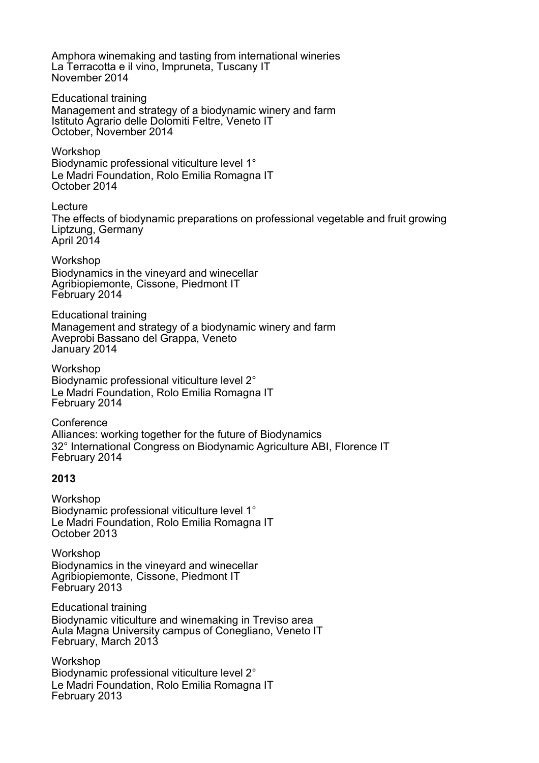Amphora winemaking and tasting from international wineries
La Terracotta e il vino, Impruneta, Tuscany IT
November 2014

Educational training
Management and strategy of a biodynamic winery and farm
Istituto Agrario delle Dolomiti Feltre, Veneto IT
October, November 2014

Workshop
Biodynamic professional viticulture level 1°
Le Madri Foundation, Rolo Emilia Romagna IT
October 2014

Lecture
The effects of biodynamic preparations on professional vegetable and fruit growing
Liptzung, Germany
April 2014

Workshop
Biodynamics in the vineyard and winecellar
Agribiopiemonte, Cissone, Piedmont IT
February 2014

Educational training
Management and strategy of a biodynamic winery and farm
Aveprobi Bassano del Grappa, Veneto
January 2014

Workshop
Biodynamic professional viticulture level 2°
Le Madri Foundation, Rolo Emilia Romagna IT
February 2014

Conference
Alliances: working together for the future of Biodynamics
32° International Congress on Biodynamic Agriculture ABI, Florence IT
February 2014

**2013**

Workshop
Biodynamic professional viticulture level 1°
Le Madri Foundation, Rolo Emilia Romagna IT
October 2013

Workshop
Biodynamics in the vineyard and winecellar
Agribiopiemonte, Cissone, Piedmont IT
February 2013

Educational training
Biodynamic viticulture and winemaking in Treviso area
Aula Magna University campus of Conegliano, Veneto IT
February, March 2013

Workshop
Biodynamic professional viticulture level 2°
Le Madri Foundation, Rolo Emilia Romagna IT
February 2013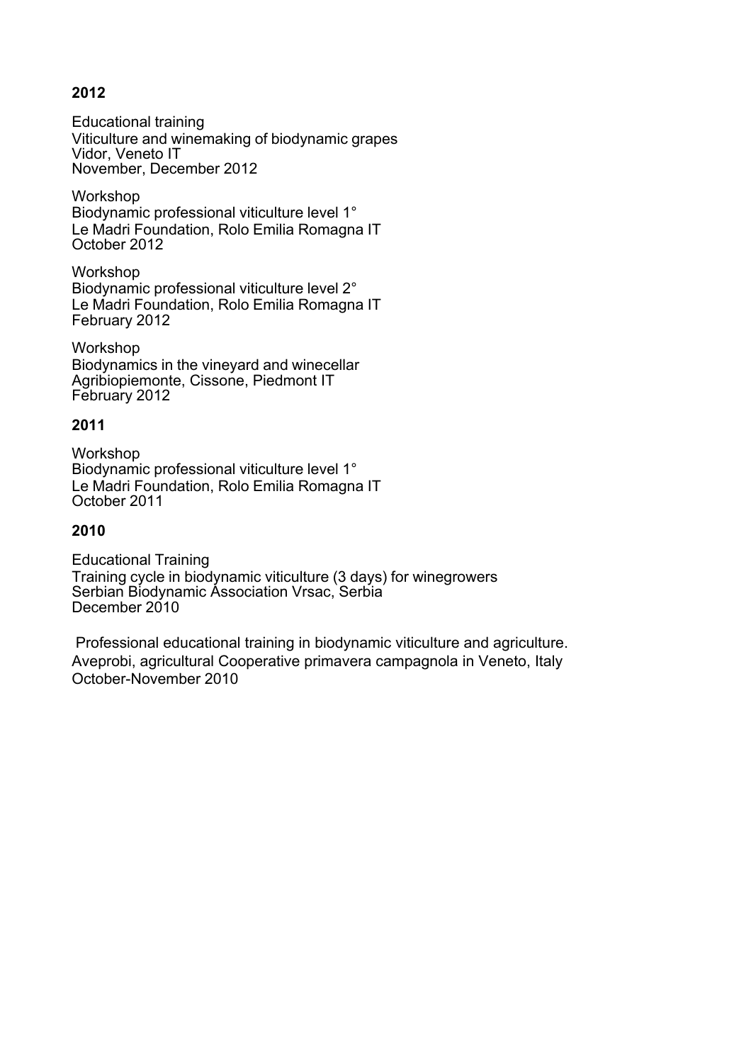**2012**

Educational training
Viticulture and winemaking of biodynamic grapes
Vidor, Veneto IT
November, December 2012

Workshop
Biodynamic professional viticulture level 1°
Le Madri Foundation, Rolo Emilia Romagna IT
October 2012

Workshop
Biodynamic professional viticulture level 2°
Le Madri Foundation, Rolo Emilia Romagna IT
February 2012

Workshop
Biodynamics in the vineyard and winecellar
Agribiopiemonte, Cissone, Piedmont IT
February 2012

**2011**

Workshop
Biodynamic professional viticulture level 1°
Le Madri Foundation, Rolo Emilia Romagna IT
October 2011

**2010**

Educational Training
Training cycle in biodynamic viticulture (3 days) for winegrowers
Serbian Biodynamic Association Vrsac, Serbia
December 2010

Professional educational training in biodynamic viticulture and agriculture.
Aveprobi, agricultural Cooperative primavera campagnola in Veneto, Italy
October-November 2010